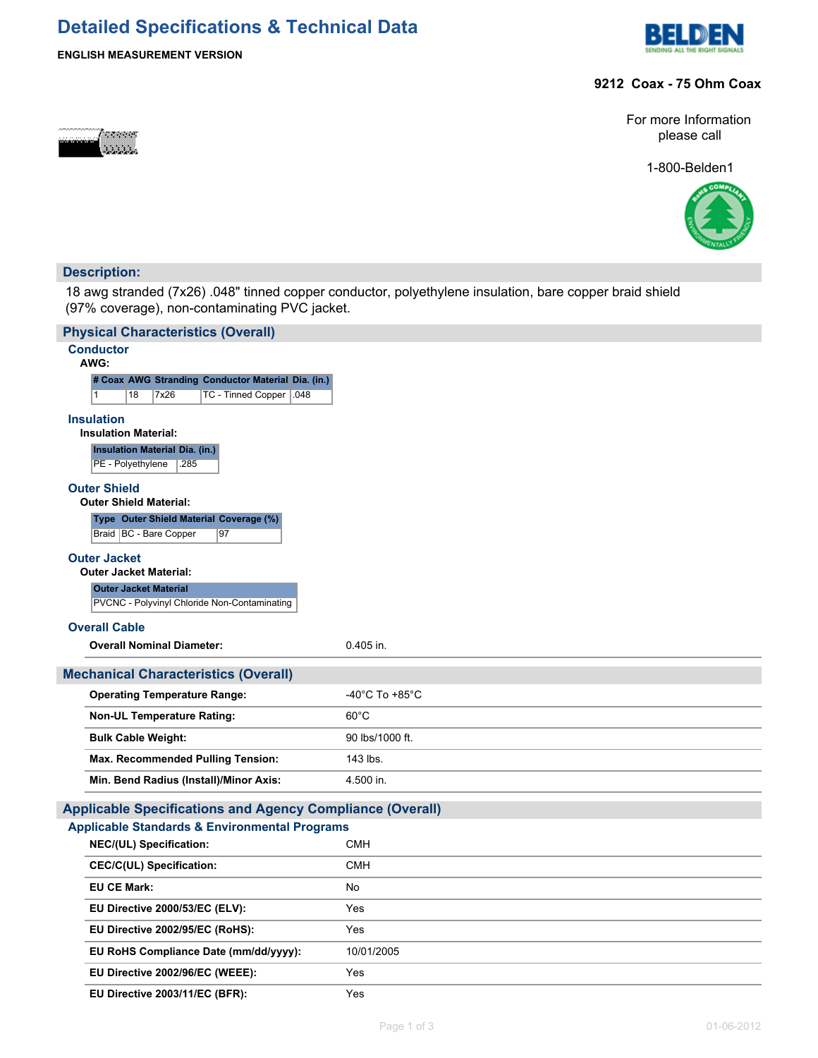# Detailed Specifications & Technical Data

**ENGLISH MEASUREMENT VERSION**

**9212 Coax - 75 Ohm Coax**

For more Information please call

1-800-Belden1

## Description:

18 awg stranded (7x26) .048" tinned copper conductor, polyethylene insulation, bare copper braid shield (97% coverage), non-contaminating PVC jacket.

## Physical Characteristics (Overall)

### Conductor

**AWG:**

| # Coax | AWG | Stranding | Conductor Material | Dia. (in.) |
|---|---|---|---|---|
| 1 | 18 | 7x26 | TC - Tinned Copper | .048 |

### Insulation

**Insulation Material:**

| Insulation Material | Dia. (in.) |
|---|---|
| PE - Polyethylene | .285 |

### Outer Shield

**Outer Shield Material:**

| Type | Outer Shield Material | Coverage (%) |
|---|---|---|
| Braid | BC - Bare Copper | 97 |

### Outer Jacket

**Outer Jacket Material:**

| Outer Jacket Material |
|---|
| PVCNC - Polyvinyl Chloride Non-Contaminating |

### Overall Cable

| | |
|---|---|
| **Overall Nominal Diameter:** | 0.405 in. |

## Mechanical Characteristics (Overall)

| | |
|---|---|
| **Operating Temperature Range:** | -40°C To +85°C |
| **Non-UL Temperature Rating:** | 60°C |
| **Bulk Cable Weight:** | 90 lbs/1000 ft. |
| **Max. Recommended Pulling Tension:** | 143 lbs. |
| **Min. Bend Radius (Install)/Minor Axis:** | 4.500 in. |

## Applicable Specifications and Agency Compliance (Overall)

### Applicable Standards & Environmental Programs

| | |
|---|---|
| **NEC/(UL) Specification:** | CMH |
| **CEC/C(UL) Specification:** | CMH |
| **EU CE Mark:** | No |
| **EU Directive 2000/53/EC (ELV):** | Yes |
| **EU Directive 2002/95/EC (RoHS):** | Yes |
| **EU RoHS Compliance Date (mm/dd/yyyy):** | 10/01/2005 |
| **EU Directive 2002/96/EC (WEEE):** | Yes |
| **EU Directive 2003/11/EC (BFR):** | Yes |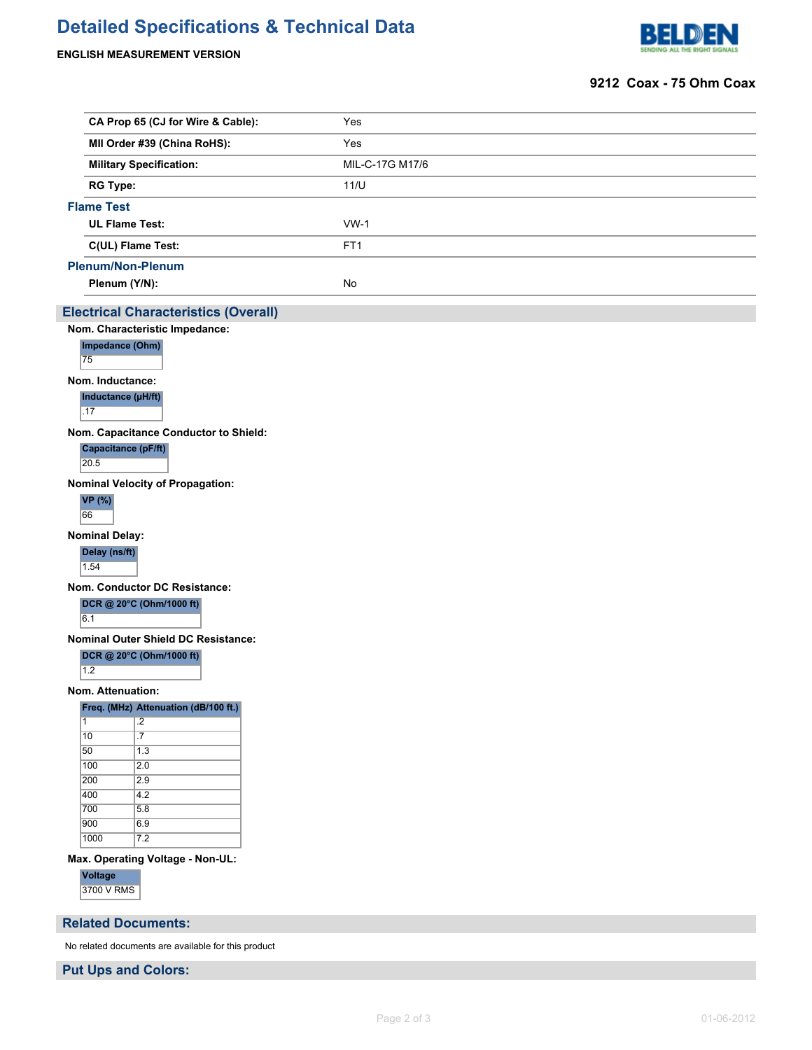| | |
|---|---|
| **CA Prop 65 (CJ for Wire & Cable):** | Yes |
| **MII Order #39 (China RoHS):** | Yes |
| **Military Specification:** | MIL-C-17G M17/6 |
| **RG Type:** | 11/U |

### Flame Test

| | |
|---|---|
| **UL Flame Test:** | VW-1 |
| **C(UL) Flame Test:** | FT1 |

### Plenum/Non-Plenum

| | |
|---|---|
| **Plenum (Y/N):** | No |

## Electrical Characteristics (Overall)

**Nom. Characteristic Impedance:**

| Impedance (Ohm) |
|---|
| 75 |

**Nom. Inductance:**

| Inductance (µH/ft) |
|---|
| .17 |

**Nom. Capacitance Conductor to Shield:**

| Capacitance (pF/ft) |
|---|
| 20.5 |

**Nominal Velocity of Propagation:**

| VP (%) |
|---|
| 66 |

**Nominal Delay:**

| Delay (ns/ft) |
|---|
| 1.54 |

**Nom. Conductor DC Resistance:**

| DCR @ 20°C (Ohm/1000 ft) |
|---|
| 6.1 |

**Nominal Outer Shield DC Resistance:**

| DCR @ 20°C (Ohm/1000 ft) |
|---|
| 1.2 |

**Nom. Attenuation:**

| Freq. (MHz) | Attenuation (dB/100 ft.) |
|---|---|
| 1 | .2 |
| 10 | .7 |
| 50 | 1.3 |
| 100 | 2.0 |
| 200 | 2.9 |
| 400 | 4.2 |
| 700 | 5.8 |
| 900 | 6.9 |
| 1000 | 7.2 |

**Max. Operating Voltage - Non-UL:**

| Voltage |
|---|
| 3700 V RMS |

## Related Documents:

No related documents are available for this product

## Put Ups and Colors: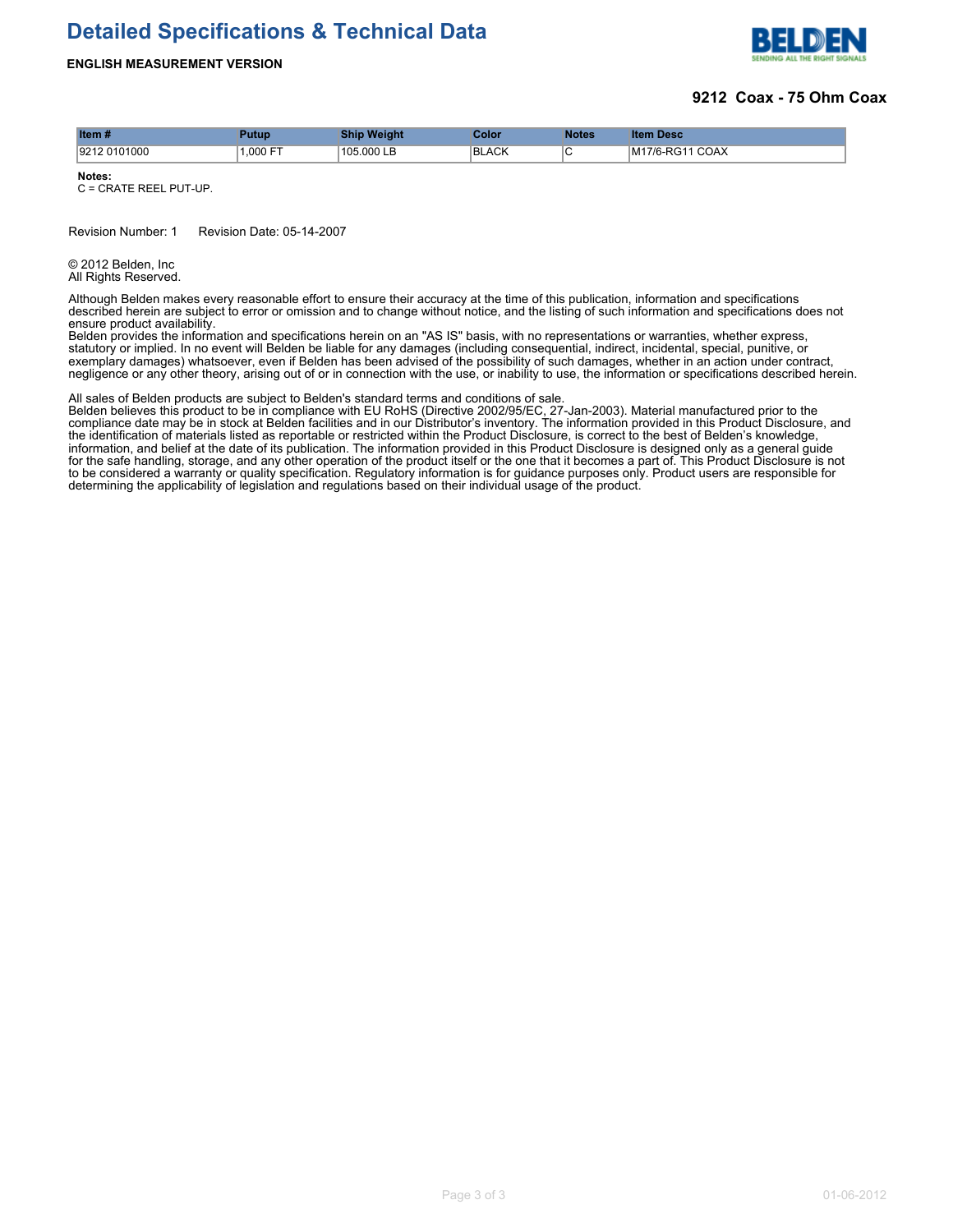# Detailed Specifications & Technical Data

**ENGLISH MEASUREMENT VERSION**

## 9212 Coax - 75 Ohm Coax

| Item # | Putup | Ship Weight | Color | Notes | Item Desc |
| --- | --- | --- | --- | --- | --- |
| 9212 0101000 | 1,000 FT | 105.000 LB | BLACK | C | M17/6-RG11 COAX |

**Notes:**
C = CRATE REEL PUT-UP.

Revision Number: 1 Revision Date: 05-14-2007

© 2012 Belden, Inc
All Rights Reserved.

Although Belden makes every reasonable effort to ensure their accuracy at the time of this publication, information and specifications described herein are subject to error or omission and to change without notice, and the listing of such information and specifications does not ensure product availability.
Belden provides the information and specifications herein on an "AS IS" basis, with no representations or warranties, whether express, statutory or implied. In no event will Belden be liable for any damages (including consequential, indirect, incidental, special, punitive, or exemplary damages) whatsoever, even if Belden has been advised of the possibility of such damages, whether in an action under contract, negligence or any other theory, arising out of or in connection with the use, or inability to use, the information or specifications described herein.

All sales of Belden products are subject to Belden's standard terms and conditions of sale.
Belden believes this product to be in compliance with EU RoHS (Directive 2002/95/EC, 27-Jan-2003). Material manufactured prior to the compliance date may be in stock at Belden facilities and in our Distributor's inventory. The information provided in this Product Disclosure, and the identification of materials listed as reportable or restricted within the Product Disclosure, is correct to the best of Belden's knowledge, information, and belief at the date of its publication. The information provided in this Product Disclosure is designed only as a general guide for the safe handling, storage, and any other operation of the product itself or the one that it becomes a part of. This Product Disclosure is not to be considered a warranty or quality specification. Regulatory information is for guidance purposes only. Product users are responsible for determining the applicability of legislation and regulations based on their individual usage of the product.